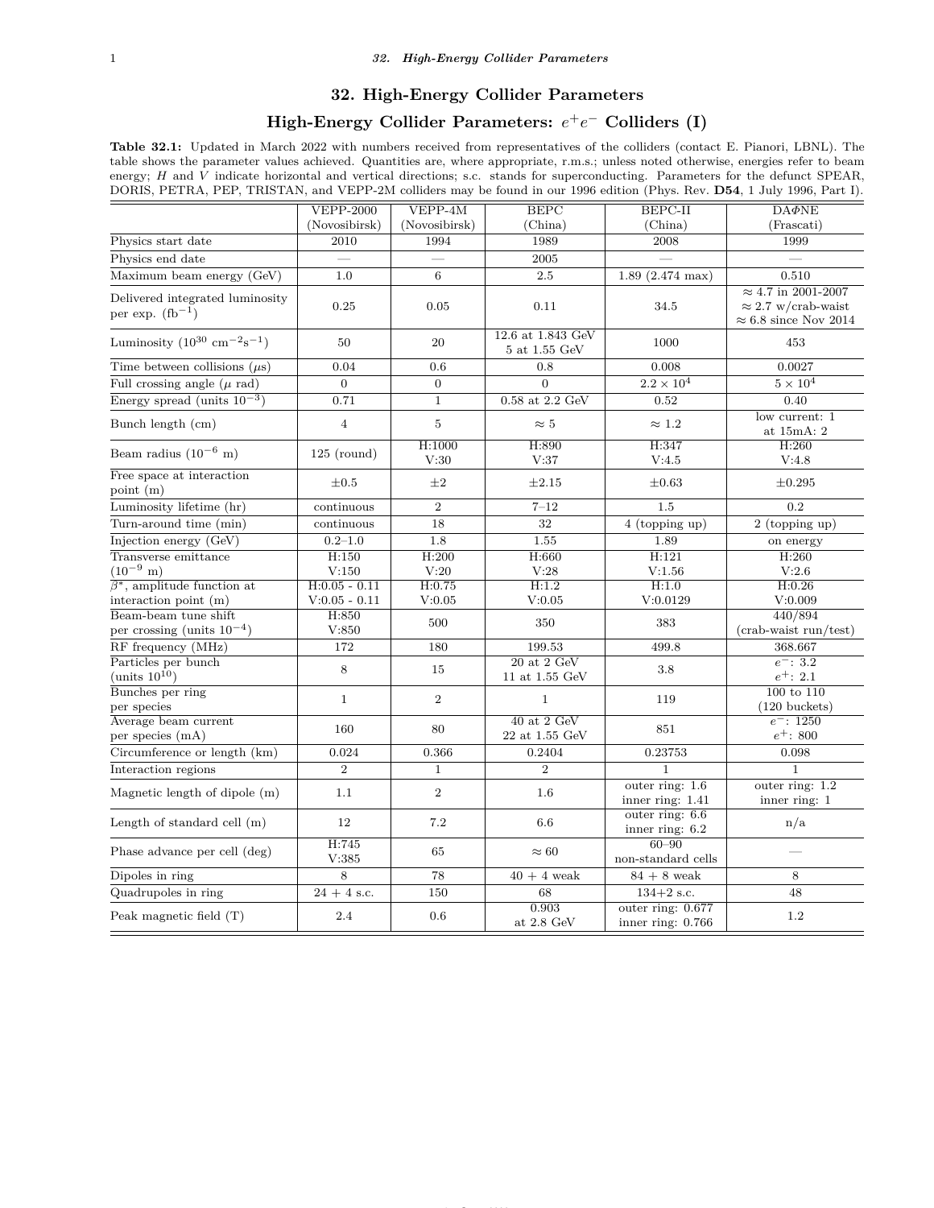# 32. High-Energy Collider Parameters

## High-Energy Collider Parameters: $e^+e^-$ Colliders (I)

**Table 32.1:** Updated in March 2022 with numbers received from representatives of the colliders (contact E. Pianori, LBNL). The table shows the parameter values achieved. Quantities are, where appropriate, r.m.s.; unless noted otherwise, energies refer to beam energy; $H$ and $V$ indicate horizontal and vertical directions; s.c. stands for superconducting. Parameters for the defunct SPEAR, DORIS, PETRA, PEP, TRISTAN, and VEPP-2M colliders may be found in our 1996 edition (Phys. Rev. **D54**, 1 July 1996, Part I).

| | VEPP-2000 (Novosibirsk) | VEPP-4M (Novosibirsk) | BEPC (China) | BEPC-II (China) | DA$\Phi$NE (Frascati) |
|---|---|---|---|---|---|
| Physics start date | 2010 | 1994 | 1989 | 2008 | 1999 |
| Physics end date | — | — | 2005 | — | — |
| Maximum beam energy (GeV) | 1.0 | 6 | 2.5 | 1.89 (2.474 max) | 0.510 |
| Delivered integrated luminosity per exp. (fb$^{-1}$) | 0.25 | 0.05 | 0.11 | 34.5 | $\approx$ 4.7 in 2001-2007<br>$\approx$ 2.7 w/crab-waist<br>$\approx$ 6.8 since Nov 2014 |
| Luminosity ($10^{30}$ cm$^{-2}$s$^{-1}$) | 50 | 20 | 12.6 at 1.843 GeV<br>5 at 1.55 GeV | 1000 | 453 |
| Time between collisions ($\mu$s) | 0.04 | 0.6 | 0.8 | 0.008 | 0.0027 |
| Full crossing angle ($\mu$ rad) | 0 | 0 | 0 | $2.2 \times 10^4$ | $5 \times 10^4$ |
| Energy spread (units $10^{-3}$) | 0.71 | 1 | 0.58 at 2.2 GeV | 0.52 | 0.40 |
| Bunch length (cm) | 4 | 5 | $\approx$ 5 | $\approx$ 1.2 | low current: 1<br>at 15mA: 2 |
| Beam radius ($10^{-6}$ m) | 125 (round) | H:1000<br>V:30 | H:890<br>V:37 | H:347<br>V:4.5 | H:260<br>V:4.8 |
| Free space at interaction point (m) | $\pm$0.5 | $\pm$2 | $\pm$2.15 | $\pm$0.63 | $\pm$0.295 |
| Luminosity lifetime (hr) | continuous | 2 | 7–12 | 1.5 | 0.2 |
| Turn-around time (min) | continuous | 18 | 32 | 4 (topping up) | 2 (topping up) |
| Injection energy (GeV) | 0.2–1.0 | 1.8 | 1.55 | 1.89 | on energy |
| Transverse emittance ($10^{-9}$ m) | H:150<br>V:150 | H:200<br>V:20 | H:660<br>V:28 | H:121<br>V:1.56 | H:260<br>V:2.6 |
| $\beta^*$, amplitude function at interaction point (m) | H:0.05 - 0.11<br>V:0.05 - 0.11 | H:0.75<br>V:0.05 | H:1.2<br>V:0.05 | H:1.0<br>V:0.0129 | H:0.26<br>V:0.009 |
| Beam-beam tune shift per crossing (units $10^{-4}$) | H:850<br>V:850 | 500 | 350 | 383 | 440/894<br>(crab-waist run/test) |
| RF frequency (MHz) | 172 | 180 | 199.53 | 499.8 | 368.667 |
| Particles per bunch (units $10^{10}$) | 8 | 15 | 20 at 2 GeV<br>11 at 1.55 GeV | 3.8 | $e^-$: 3.2<br>$e^+$: 2.1 |
| Bunches per ring per species | 1 | 2 | 1 | 119 | 100 to 110<br>(120 buckets) |
| Average beam current per species (mA) | 160 | 80 | 40 at 2 GeV<br>22 at 1.55 GeV | 851 | $e^-$: 1250<br>$e^+$: 800 |
| Circumference or length (km) | 0.024 | 0.366 | 0.2404 | 0.23753 | 0.098 |
| Interaction regions | 2 | 1 | 2 | 1 | 1 |
| Magnetic length of dipole (m) | 1.1 | 2 | 1.6 | outer ring: 1.6<br>inner ring: 1.41 | outer ring: 1.2<br>inner ring: 1 |
| Length of standard cell (m) | 12 | 7.2 | 6.6 | outer ring: 6.6<br>inner ring: 6.2 | n/a |
| Phase advance per cell (deg) | H:745<br>V:385 | 65 | $\approx$ 60 | 60–90<br>non-standard cells | — |
| Dipoles in ring | 8 | 78 | 40 + 4 weak | 84 + 8 weak | 8 |
| Quadrupoles in ring | 24 + 4 s.c. | 150 | 68 | 134+2 s.c. | 48 |
| Peak magnetic field (T) | 2.4 | 0.6 | 0.903<br>at 2.8 GeV | outer ring: 0.677<br>inner ring: 0.766 | 1.2 |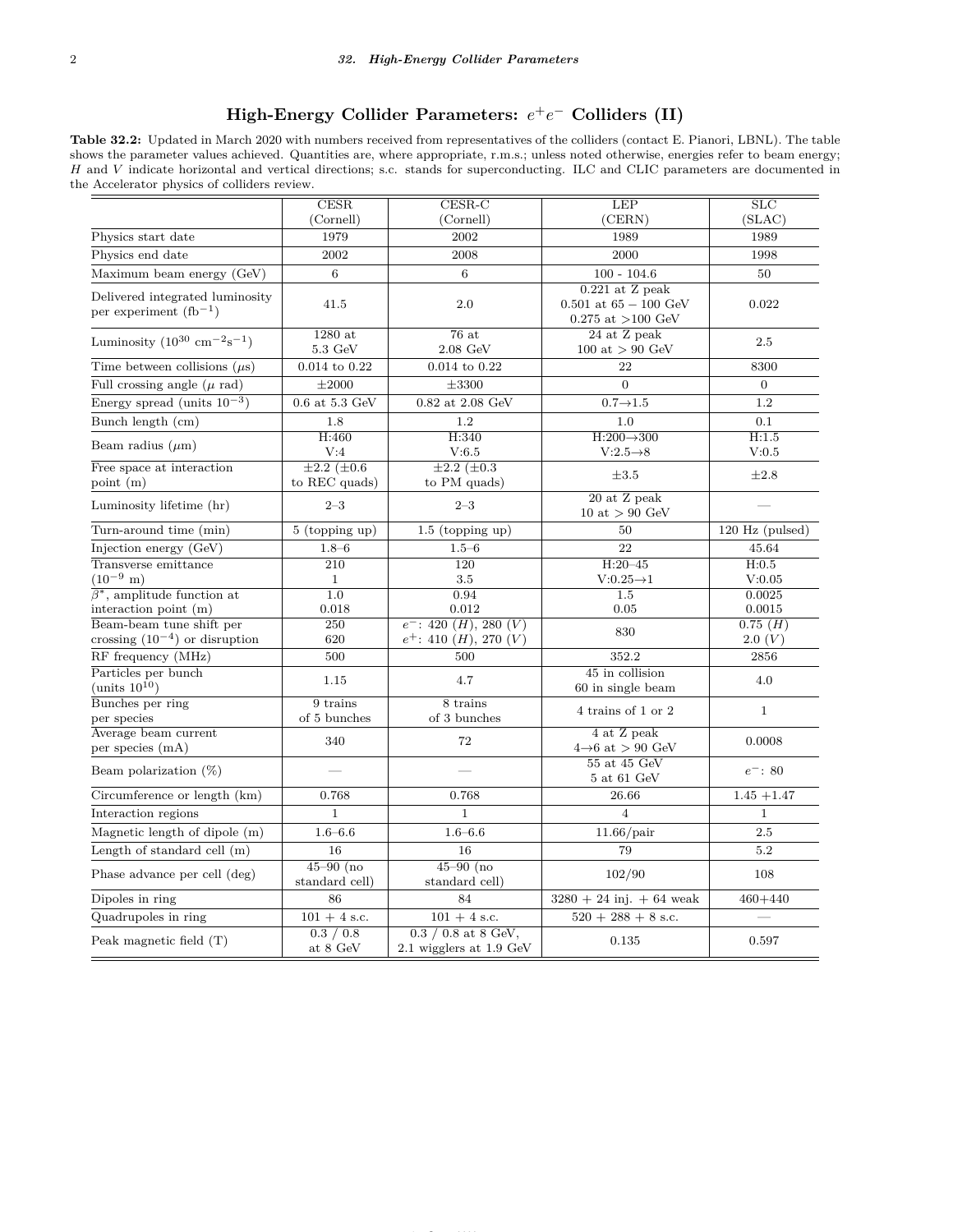## High-Energy Collider Parameters: $e^+e^-$ Colliders (II)

**Table 32.2:** Updated in March 2020 with numbers received from representatives of the colliders (contact E. Pianori, LBNL). The table shows the parameter values achieved. Quantities are, where appropriate, r.m.s.; unless noted otherwise, energies refer to beam energy; $H$ and $V$ indicate horizontal and vertical directions; s.c. stands for superconducting. ILC and CLIC parameters are documented in the Accelerator physics of colliders review.

| | CESR (Cornell) | CESR-C (Cornell) | LEP (CERN) | SLC (SLAC) |
|---|---|---|---|---|
| Physics start date | 1979 | 2002 | 1989 | 1989 |
| Physics end date | 2002 | 2008 | 2000 | 1998 |
| Maximum beam energy (GeV) | 6 | 6 | 100 - 104.6 | 50 |
| Delivered integrated luminosity per experiment (fb$^{-1}$) | 41.5 | 2.0 | 0.221 at Z peak<br>0.501 at $65-100$ GeV<br>0.275 at >100 GeV | 0.022 |
| Luminosity ($10^{30}$ cm$^{-2}$s$^{-1}$) | 1280 at 5.3 GeV | 76 at 2.08 GeV | 24 at Z peak<br>100 at > 90 GeV | 2.5 |
| Time between collisions ($\mu$s) | 0.014 to 0.22 | 0.014 to 0.22 | 22 | 8300 |
| Full crossing angle ($\mu$ rad) | $\pm2000$ | $\pm3300$ | 0 | 0 |
| Energy spread (units $10^{-3}$) | 0.6 at 5.3 GeV | 0.82 at 2.08 GeV | $0.7\rightarrow1.5$ | 1.2 |
| Bunch length (cm) | 1.8 | 1.2 | 1.0 | 0.1 |
| Beam radius ($\mu$m) | H:460<br>V:4 | H:340<br>V:6.5 | H:$200\rightarrow300$<br>V:$2.5\rightarrow8$ | H:1.5<br>V:0.5 |
| Free space at interaction point (m) | $\pm2.2$ ($\pm0.6$ to REC quads) | $\pm2.2$ ($\pm0.3$ to PM quads) | $\pm3.5$ | $\pm2.8$ |
| Luminosity lifetime (hr) | 2–3 | 2–3 | 20 at Z peak<br>10 at > 90 GeV | — |
| Turn-around time (min) | 5 (topping up) | 1.5 (topping up) | 50 | 120 Hz (pulsed) |
| Injection energy (GeV) | 1.8–6 | 1.5–6 | 22 | 45.64 |
| Transverse emittance ($10^{-9}$ m) | 210<br>1 | 120<br>3.5 | H:20–45<br>V:$0.25\rightarrow1$ | H:0.5<br>V:0.05 |
| $\beta^*$, amplitude function at interaction point (m) | 1.0<br>0.018 | 0.94<br>0.012 | 1.5<br>0.05 | 0.0025<br>0.0015 |
| Beam-beam tune shift per crossing ($10^{-4}$) or disruption | 250<br>620 | $e^-$: 420 ($H$), 280 ($V$)<br>$e^+$: 410 ($H$), 270 ($V$) | 830 | 0.75 ($H$)<br>2.0 ($V$) |
| RF frequency (MHz) | 500 | 500 | 352.2 | 2856 |
| Particles per bunch (units $10^{10}$) | 1.15 | 4.7 | 45 in collision<br>60 in single beam | 4.0 |
| Bunches per ring per species | 9 trains of 5 bunches | 8 trains of 3 bunches | 4 trains of 1 or 2 | 1 |
| Average beam current per species (mA) | 340 | 72 | 4 at Z peak<br>$4\rightarrow6$ at > 90 GeV | 0.0008 |
| Beam polarization (%) | — | — | 55 at 45 GeV<br>5 at 61 GeV | $e^-$: 80 |
| Circumference or length (km) | 0.768 | 0.768 | 26.66 | 1.45 +1.47 |
| Interaction regions | 1 | 1 | 4 | 1 |
| Magnetic length of dipole (m) | 1.6–6.6 | 1.6–6.6 | 11.66/pair | 2.5 |
| Length of standard cell (m) | 16 | 16 | 79 | 5.2 |
| Phase advance per cell (deg) | 45–90 (no standard cell) | 45–90 (no standard cell) | 102/90 | 108 |
| Dipoles in ring | 86 | 84 | 3280 + 24 inj. + 64 weak | 460+440 |
| Quadrupoles in ring | 101 + 4 s.c. | 101 + 4 s.c. | 520 + 288 + 8 s.c. | — |
| Peak magnetic field (T) | 0.3 / 0.8 at 8 GeV | 0.3 / 0.8 at 8 GeV, 2.1 wigglers at 1.9 GeV | 0.135 | 0.597 |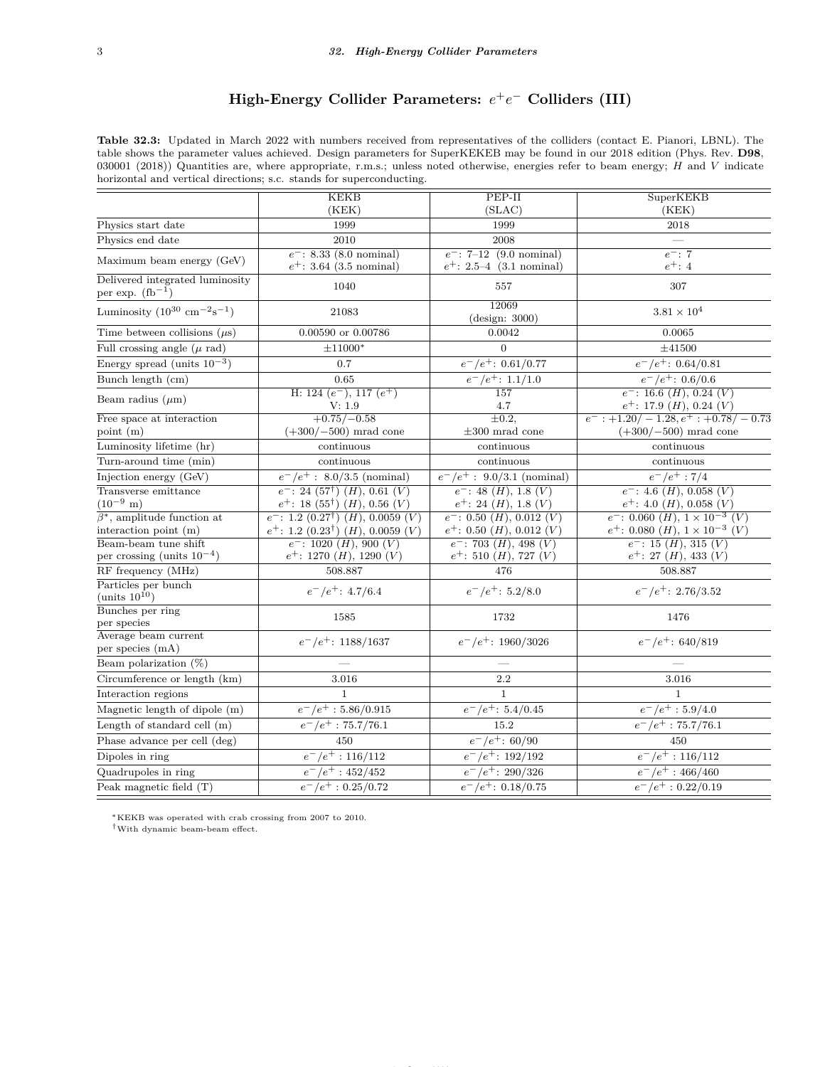# High-Energy Collider Parameters: $e^+e^-$ Colliders (III)

**Table 32.3:** Updated in March 2022 with numbers received from representatives of the colliders (contact E. Pianori, LBNL). The table shows the parameter values achieved. Design parameters for SuperKEKEB may be found in our 2018 edition (Phys. Rev. **D98**, 030001 (2018)) Quantities are, where appropriate, r.m.s.; unless noted otherwise, energies refer to beam energy; $H$ and $V$ indicate horizontal and vertical directions; s.c. stands for superconducting.

| | KEKB (KEK) | PEP-II (SLAC) | SuperKEKB (KEK) |
|---|---|---|---|
| Physics start date | 1999 | 1999 | 2018 |
| Physics end date | 2010 | 2008 | — |
| Maximum beam energy (GeV) | $e^-$: 8.33 (8.0 nominal)<br>$e^+$: 3.64 (3.5 nominal) | $e^-$: 7–12 (9.0 nominal)<br>$e^+$: 2.5–4 (3.1 nominal) | $e^-$: 7<br>$e^+$: 4 |
| Delivered integrated luminosity per exp. ($\text{fb}^{-1}$) | 1040 | 557 | 307 |
| Luminosity ($10^{30}$ $\text{cm}^{-2}\text{s}^{-1}$) | 21083 | 12069<br>(design: 3000) | $3.81 \times 10^4$ |
| Time between collisions ($\mu$s) | 0.00590 or 0.00786 | 0.0042 | 0.0065 |
| Full crossing angle ($\mu$ rad) | $\pm 11000^*$ | 0 | $\pm 41500$ |
| Energy spread (units $10^{-3}$) | 0.7 | $e^-/e^+$: 0.61/0.77 | $e^-/e^+$: 0.64/0.81 |
| Bunch length (cm) | 0.65 | $e^-/e^+$: 1.1/1.0 | $e^-/e^+$: 0.6/0.6 |
| Beam radius ($\mu$m) | H: 124 ($e^-$), 117 ($e^+$)<br>V: 1.9 | 157<br>4.7 | $e^-$: 16.6 ($H$), 0.24 ($V$)<br>$e^+$: 17.9 ($H$), 0.24 ($V$) |
| Free space at interaction point (m) | $+0.75/-0.58$<br>($+300/-500$) mrad cone | $\pm 0.2$,<br>$\pm 300$ mrad cone | $e^-$: $+1.20/-1.28$, $e^+$: $+0.78/-0.73$<br>($+300/-500$) mrad cone |
| Luminosity lifetime (hr) | continuous | continuous | continuous |
| Turn-around time (min) | continuous | continuous | continuous |
| Injection energy (GeV) | $e^-/e^+$: 8.0/3.5 (nominal) | $e^-/e^+$: 9.0/3.1 (nominal) | $e^-/e^+$: 7/4 |
| Transverse emittance ($10^{-9}$ m) | $e^-$: 24 (57[†]) ($H$), 0.61 ($V$)<br>$e^+$: 18 (55[†]) ($H$), 0.56 ($V$) | $e^-$: 48 ($H$), 1.8 ($V$)<br>$e^+$: 24 ($H$), 1.8 ($V$) | $e^-$: 4.6 ($H$), 0.058 ($V$)<br>$e^+$: 4.0 ($H$), 0.058 ($V$) |
| $\beta^*$, amplitude function at interaction point (m) | $e^-$: 1.2 (0.27[†]) ($H$), 0.0059 ($V$)<br>$e^+$: 1.2 (0.23[†]) ($H$), 0.0059 ($V$) | $e^-$: 0.50 ($H$), 0.012 ($V$)<br>$e^+$: 0.50 ($H$), 0.012 ($V$) | $e^-$: 0.060 ($H$), $1 \times 10^{-3}$ ($V$)<br>$e^+$: 0.080 ($H$), $1 \times 10^{-3}$ ($V$) |
| Beam-beam tune shift per crossing (units $10^{-4}$) | $e^-$: 1020 ($H$), 900 ($V$)<br>$e^+$: 1270 ($H$), 1290 ($V$) | $e^-$: 703 ($H$), 498 ($V$)<br>$e^+$: 510 ($H$), 727 ($V$) | $e^-$: 15 ($H$), 315 ($V$)<br>$e^+$: 27 ($H$), 433 ($V$) |
| RF frequency (MHz) | 508.887 | 476 | 508.887 |
| Particles per bunch (units $10^{10}$) | $e^-/e^+$: 4.7/6.4 | $e^-/e^+$: 5.2/8.0 | $e^-/e^+$: 2.76/3.52 |
| Bunches per ring per species | 1585 | 1732 | 1476 |
| Average beam current per species (mA) | $e^-/e^+$: 1188/1637 | $e^-/e^+$: 1960/3026 | $e^-/e^+$: 640/819 |
| Beam polarization (%) | — | — | — |
| Circumference or length (km) | 3.016 | 2.2 | 3.016 |
| Interaction regions | 1 | 1 | 1 |
| Magnetic length of dipole (m) | $e^-/e^+$: 5.86/0.915 | $e^-/e^+$: 5.4/0.45 | $e^-/e^+$: 5.9/4.0 |
| Length of standard cell (m) | $e^-/e^+$: 75.7/76.1 | 15.2 | $e^-/e^+$: 75.7/76.1 |
| Phase advance per cell (deg) | 450 | $e^-/e^+$: 60/90 | 450 |
| Dipoles in ring | $e^-/e^+$: 116/112 | $e^-/e^+$: 192/192 | $e^-/e^+$: 116/112 |
| Quadrupoles in ring | $e^-/e^+$: 452/452 | $e^-/e^+$: 290/326 | $e^-/e^+$: 466/460 |
| Peak magnetic field (T) | $e^-/e^+$: 0.25/0.72 | $e^-/e^+$: 0.18/0.75 | $e^-/e^+$: 0.22/0.19 |

\*KEKB was operated with crab crossing from 2007 to 2010.

†With dynamic beam-beam effect.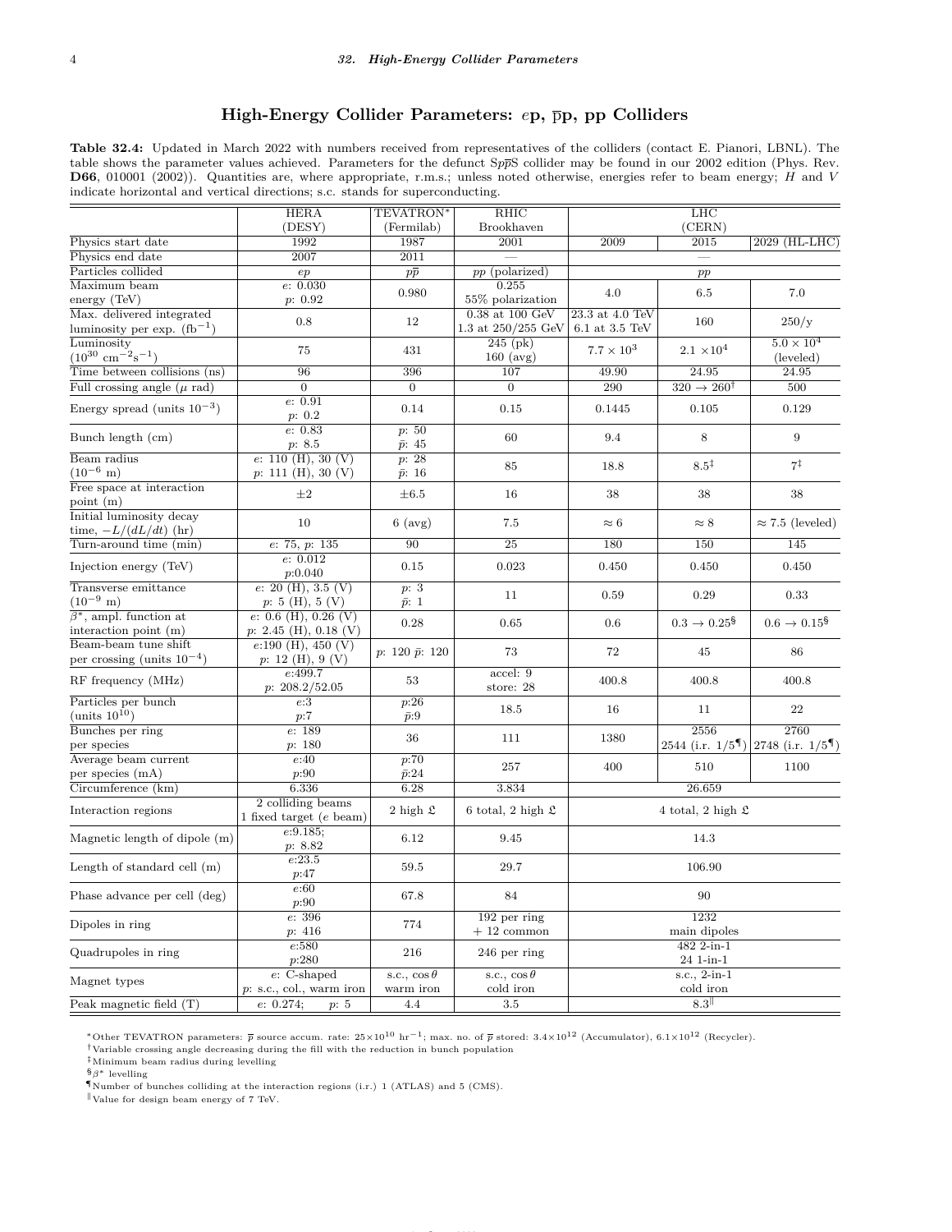## High-Energy Collider Parameters: $e$p, $\bar{p}$p, pp Colliders

**Table 32.4:** Updated in March 2022 with numbers received from representatives of the colliders (contact E. Pianori, LBNL). The table shows the parameter values achieved. Parameters for the defunct S$p\bar{p}$S collider may be found in our 2002 edition (Phys. Rev. **D66**, 010001 (2002)). Quantities are, where appropriate, r.m.s.; unless noted otherwise, energies refer to beam energy; $H$ and $V$ indicate horizontal and vertical directions; s.c. stands for superconducting.

| | HERA (DESY) | TEVATRON* (Fermilab) | RHIC Brookhaven | LHC (CERN) | | |
|---|---|---|---|---|---|---|
| Physics start date | 1992 | 1987 | 2001 | 2009 | 2015 | 2029 (HL-LHC) |
| Physics end date | 2007 | 2011 | — | — | | |
| Particles collided | $ep$ | $p\bar{p}$ | $pp$ (polarized) | $pp$ | | |
| Maximum beam energy (TeV) | $e$: 0.030<br>$p$: 0.92 | 0.980 | 0.255<br>55% polarization | 4.0 | 6.5 | 7.0 |
| Max. delivered integrated luminosity per exp. (fb$^{-1}$) | 0.8 | 12 | 0.38 at 100 GeV<br>1.3 at 250/255 GeV | 23.3 at 4.0 TeV<br>6.1 at 3.5 TeV | 160 | 250/y |
| Luminosity ($10^{30}$ cm$^{-2}$s$^{-1}$) | 75 | 431 | 245 (pk)<br>160 (avg) | $7.7 \times 10^3$ | $2.1 \times 10^4$ | $5.0 \times 10^4$ (leveled) |
| Time between collisions (ns) | 96 | 396 | 107 | 49.90 | 24.95 | 24.95 |
| Full crossing angle ($\mu$ rad) | 0 | 0 | 0 | 290 | $320 \rightarrow 260$† | 500 |
| Energy spread (units $10^{-3}$) | $e$: 0.91<br>$p$: 0.2 | 0.14 | 0.15 | 0.1445 | 0.105 | 0.129 |
| Bunch length (cm) | $e$: 0.83<br>$p$: 8.5 | $p$: 50<br>$\bar{p}$: 45 | 60 | 9.4 | 8 | 9 |
| Beam radius ($10^{-6}$ m) | $e$: 110 (H), 30 (V)<br>$p$: 111 (H), 30 (V) | $p$: 28<br>$\bar{p}$: 16 | 85 | 18.8 | 8.5‡ | 7‡ |
| Free space at interaction point (m) | ±2 | ±6.5 | 16 | 38 | 38 | 38 |
| Initial luminosity decay time, $-L/(dL/dt)$ (hr) | 10 | 6 (avg) | 7.5 | ≈ 6 | ≈ 8 | ≈ 7.5 (leveled) |
| Turn-around time (min) | $e$: 75, $p$: 135 | 90 | 25 | 180 | 150 | 145 |
| Injection energy (TeV) | $e$: 0.012<br>$p$:0.040 | 0.15 | 0.023 | 0.450 | 0.450 | 0.450 |
| Transverse emittance ($10^{-9}$ m) | $e$: 20 (H), 3.5 (V)<br>$p$: 5 (H), 5 (V) | $p$: 3<br>$\bar{p}$: 1 | 11 | 0.59 | 0.29 | 0.33 |
| $\beta^*$, ampl. function at interaction point (m) | $e$: 0.6 (H), 0.26 (V)<br>$p$: 2.45 (H), 0.18 (V) | 0.28 | 0.65 | 0.6 | $0.3 \rightarrow 0.25$§ | $0.6 \rightarrow 0.15$§ |
| Beam-beam tune shift per crossing (units $10^{-4}$) | $e$:190 (H), 450 (V)<br>$p$: 12 (H), 9 (V) | $p$: 120 $\bar{p}$: 120 | 73 | 72 | 45 | 86 |
| RF frequency (MHz) | $e$:499.7<br>$p$: 208.2/52.05 | 53 | accel: 9<br>store: 28 | 400.8 | 400.8 | 400.8 |
| Particles per bunch (units $10^{10}$) | $e$:3<br>$p$:7 | $p$:26<br>$\bar{p}$:9 | 18.5 | 16 | 11 | 22 |
| Bunches per ring per species | $e$: 189<br>$p$: 180 | 36 | 111 | 1380 | 2556<br>2544 (i.r. 1/5¶) | 2760<br>2748 (i.r. 1/5¶) |
| Average beam current per species (mA) | $e$:40<br>$p$:90 | $p$:70<br>$\bar{p}$:24 | 257 | 400 | 510 | 1100 |
| Circumference (km) | 6.336 | 6.28 | 3.834 | 26.659 | | |
| Interaction regions | 2 colliding beams<br>1 fixed target ($e$ beam) | 2 high $\mathfrak{L}$ | 6 total, 2 high $\mathfrak{L}$ | 4 total, 2 high $\mathfrak{L}$ | | |
| Magnetic length of dipole (m) | $e$:9.185;<br>$p$: 8.82 | 6.12 | 9.45 | 14.3 | | |
| Length of standard cell (m) | $e$:23.5<br>$p$:47 | 59.5 | 29.7 | 106.90 | | |
| Phase advance per cell (deg) | $e$:60<br>$p$:90 | 67.8 | 84 | 90 | | |
| Dipoles in ring | $e$: 396<br>$p$: 416 | 774 | 192 per ring<br>+ 12 common | 1232<br>main dipoles | | |
| Quadrupoles in ring | $e$:580<br>$p$:280 | 216 | 246 per ring | 482 2-in-1<br>24 1-in-1 | | |
| Magnet types | $e$: C-shaped<br>$p$: s.c., col., warm iron | s.c., $\cos\theta$<br>warm iron | s.c., $\cos\theta$<br>cold iron | s.c., 2-in-1<br>cold iron | | |
| Peak magnetic field (T) | $e$: 0.274; $p$: 5 | 4.4 | 3.5 | 8.3‖ | | |

*Other TEVATRON parameters: $\bar{p}$ source accum. rate: $25 \times 10^{10}$ hr$^{-1}$; max. no. of $\bar{p}$ stored: $3.4 \times 10^{12}$ (Accumulator), $6.1 \times 10^{12}$ (Recycler).

†Variable crossing angle decreasing during the fill with the reduction in bunch population

‡Minimum beam radius during levelling

§$\beta^*$ levelling

¶Number of bunches colliding at the interaction regions (i.r.) 1 (ATLAS) and 5 (CMS).

‖Value for design beam energy of 7 TeV.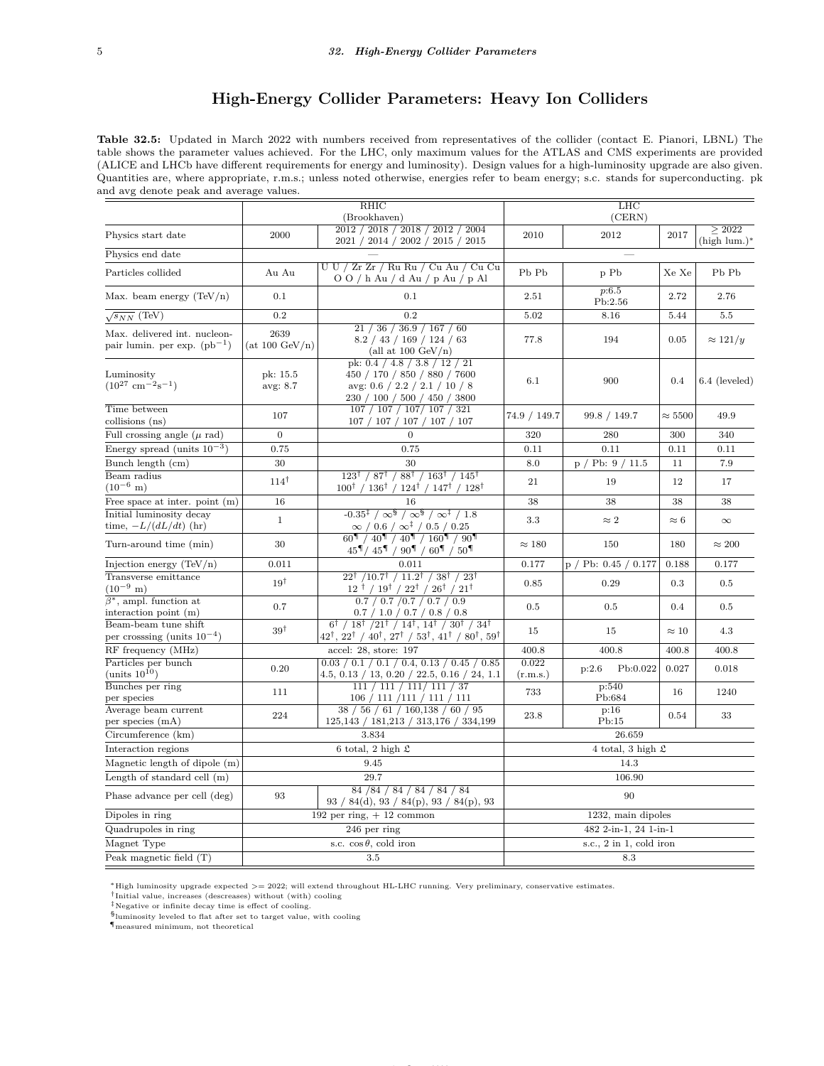# High-Energy Collider Parameters: Heavy Ion Colliders

**Table 32.5:** Updated in March 2022 with numbers received from representatives of the collider (contact E. Pianori, LBNL) The table shows the parameter values achieved. For the LHC, only maximum values for the ATLAS and CMS experiments are provided (ALICE and LHCb have different requirements for energy and luminosity). Design values for a high-luminosity upgrade are also given. Quantities are, where appropriate, r.m.s.; unless noted otherwise, energies refer to beam energy; s.c. stands for superconducting. pk and avg denote peak and average values.

| | RHIC (Brookhaven) | | LHC (CERN) | | | |
|---|---|---|---|---|---|---|
| Physics start date | 2000 | 2012 / 2018 / 2018 / 2012 / 2004 2021 / 2014 / 2002 / 2015 / 2015 | 2010 | 2012 | 2017 | $\geq$ 2022 (high lum.)* |
| Physics end date | — | | — | | | |
| Particles collided | Au Au | U U / Zr Zr / Ru Ru / Cu Au / Cu Cu O O / h Au / d Au / p Au / p Al | Pb Pb | p Pb | Xe Xe | Pb Pb |
| Max. beam energy (TeV/n) | 0.1 | 0.1 | 2.51 | $p$:6.5 Pb:2.56 | 2.72 | 2.76 |
| $\sqrt{s_{NN}}$ (TeV) | 0.2 | 0.2 | 5.02 | 8.16 | 5.44 | 5.5 |
| Max. delivered int. nucleon-pair lumin. per exp. (pb$^{-1}$) | 2639 (at 100 GeV/n) | 21 / 36 / 36.9 / 167 / 60 8.2 / 43 / 169 / 124 / 63 (all at 100 GeV/n) | 77.8 | 194 | 0.05 | $\approx 121/y$ |
| Luminosity ($10^{27}$ cm$^{-2}$s$^{-1}$) | pk: 15.5 avg: 8.7 | pk: 0.4 / 4.8 / 3.8 / 12 / 21 450 / 170 / 850 / 880 / 7600 avg: 0.6 / 2.2 / 2.1 / 10 / 8 230 / 100 / 500 / 450 / 3800 | 6.1 | 900 | 0.4 | 6.4 (leveled) |
| Time between collisions (ns) | 107 | 107 / 107 / 107/ 107 / 321 107 / 107 / 107 / 107 / 107 | 74.9 / 149.7 | 99.8 / 149.7 | $\approx$ 5500 | 49.9 |
| Full crossing angle ($\mu$ rad) | 0 | 0 | 320 | 280 | 300 | 340 |
| Energy spread (units $10^{-3}$) | 0.75 | 0.75 | 0.11 | 0.11 | 0.11 | 0.11 |
| Bunch length (cm) | 30 | 30 | 8.0 | p / Pb: 9 / 11.5 | 11 | 7.9 |
| Beam radius ($10^{-6}$ m) | 114† | 123† / 87† / 88† / 163† / 145† 100† / 136† / 124† / 147† / 128† | 21 | 19 | 12 | 17 |
| Free space at inter. point (m) | 16 | 16 | 38 | 38 | 38 | 38 |
| Initial luminosity decay time, $-L/(dL/dt)$ (hr) | 1 | -0.35‡ / ∞§ / ∞§ / ∞‡ / 1.8 ∞ / 0.6 / ∞‡ / 0.5 / 0.25 | 3.3 | $\approx 2$ | $\approx 6$ | ∞ |
| Turn-around time (min) | 30 | 60¶ / 40¶ / 40¶ / 160¶ / 90¶ 45¶/ 45¶ / 90¶ / 60¶ / 50¶ | $\approx 180$ | 150 | 180 | $\approx 200$ |
| Injection energy (TeV/n) | 0.011 | 0.011 | 0.177 | p / Pb: 0.45 / 0.177 | 0.188 | 0.177 |
| Transverse emittance ($10^{-9}$ m) | 19† | 22† /10.7† / 11.2† / 38† / 23† 12 † / 19† / 22† / 26† / 21† | 0.85 | 0.29 | 0.3 | 0.5 |
| $\beta^*$, ampl. function at interaction point (m) | 0.7 | 0.7 / 0.7 /0.7 / 0.7 / 0.9 0.7 / 1.0 / 0.7 / 0.8 / 0.8 | 0.5 | 0.5 | 0.4 | 0.5 |
| Beam-beam tune shift per crosssing (units $10^{-4}$) | 39† | 6† / 18† /21† / 14†, 14† / 30† / 34† 42†, 22† / 40†, 27† / 53†, 41† / 80†, 59† | 15 | 15 | $\approx 10$ | 4.3 |
| RF frequency (MHz) | accel: 28, store: 197 | | 400.8 | 400.8 | 400.8 | 400.8 |
| Particles per bunch (units $10^{10}$) | 0.20 | 0.03 / 0.1 / 0.1 / 0.4, 0.13 / 0.45 / 0.85 4.5, 0.13 / 13, 0.20 / 22.5, 0.16 / 24, 1.1 | 0.022 (r.m.s.) | p:2.6 Pb:0.022 | 0.027 | 0.018 |
| Bunches per ring per species | 111 | 111 / 111 / 111/ 111 / 37 106 / 111 /111 / 111 / 111 | 733 | p:540 Pb:684 | 16 | 1240 |
| Average beam current per species (mA) | 224 | 38 / 56 / 61 / 160,138 / 60 / 95 125,143 / 181,213 / 313,176 / 334,199 | 23.8 | p:16 Pb:15 | 0.54 | 33 |
| Circumference (km) | 3.834 | | 26.659 | | | |
| Interaction regions | 6 total, 2 high $\mathfrak{L}$ | | 4 total, 3 high $\mathfrak{L}$ | | | |
| Magnetic length of dipole (m) | 9.45 | | 14.3 | | | |
| Length of standard cell (m) | 29.7 | | 106.90 | | | |
| Phase advance per cell (deg) | 93 | 84 /84 / 84 / 84 / 84 / 84 93 / 84(d), 93 / 84(p), 93 / 84(p), 93 | 90 | | | |
| Dipoles in ring | 192 per ring, + 12 common | | 1232, main dipoles | | | |
| Quadrupoles in ring | 246 per ring | | 482 2-in-1, 24 1-in-1 | | | |
| Magnet Type | s.c. $\cos\theta$, cold iron | | s.c., 2 in 1, cold iron | | | |
| Peak magnetic field (T) | 3.5 | | 8.3 | | | |

*High luminosity upgrade expected >= 2022; will extend throughout HL-LHC running. Very preliminary, conservative estimates.
†Initial value, increases (descreases) without (with) cooling
‡Negative or infinite decay time is effect of cooling.
§luminosity leveled to flat after set to target value, with cooling
¶measured minimum, not theoretical